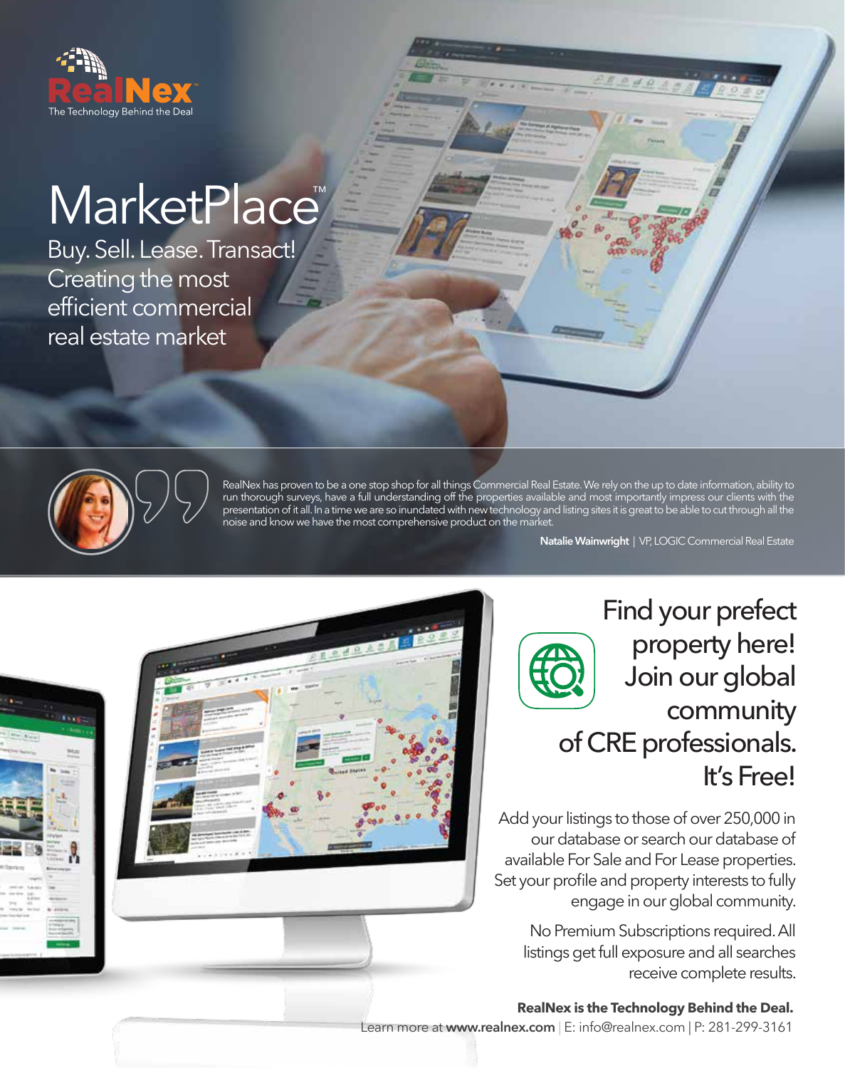RealNex

The Technology Behind the Deal

# MarketPlace™

Buy. Sell. Lease. Transact!
Creating the most efficient commercial real estate market

RealNex has proven to be a one stop shop for all things Commercial Real Estate. We rely on the up to date information, ability to run thorough surveys, have a full understanding off the properties available and most importantly impress our clients with the presentation of it all. In a time we are so inundated with new technology and listing sites it is great to be able to cut through all the noise and know we have the most comprehensive product on the market.

**Natalie Wainwright** | VP, LOGIC Commercial Real Estate

## Find your prefect property here! Join our global community of CRE professionals. It's Free!

Add your listings to those of over 250,000 in our database or search our database of available For Sale and For Lease properties. Set your profile and property interests to fully engage in our global community.

No Premium Subscriptions required. All listings get full exposure and all searches receive complete results.

**RealNex is the Technology Behind the Deal.**

Learn more at **www.realnex.com** | E: info@realnex.com | P: 281-299-3161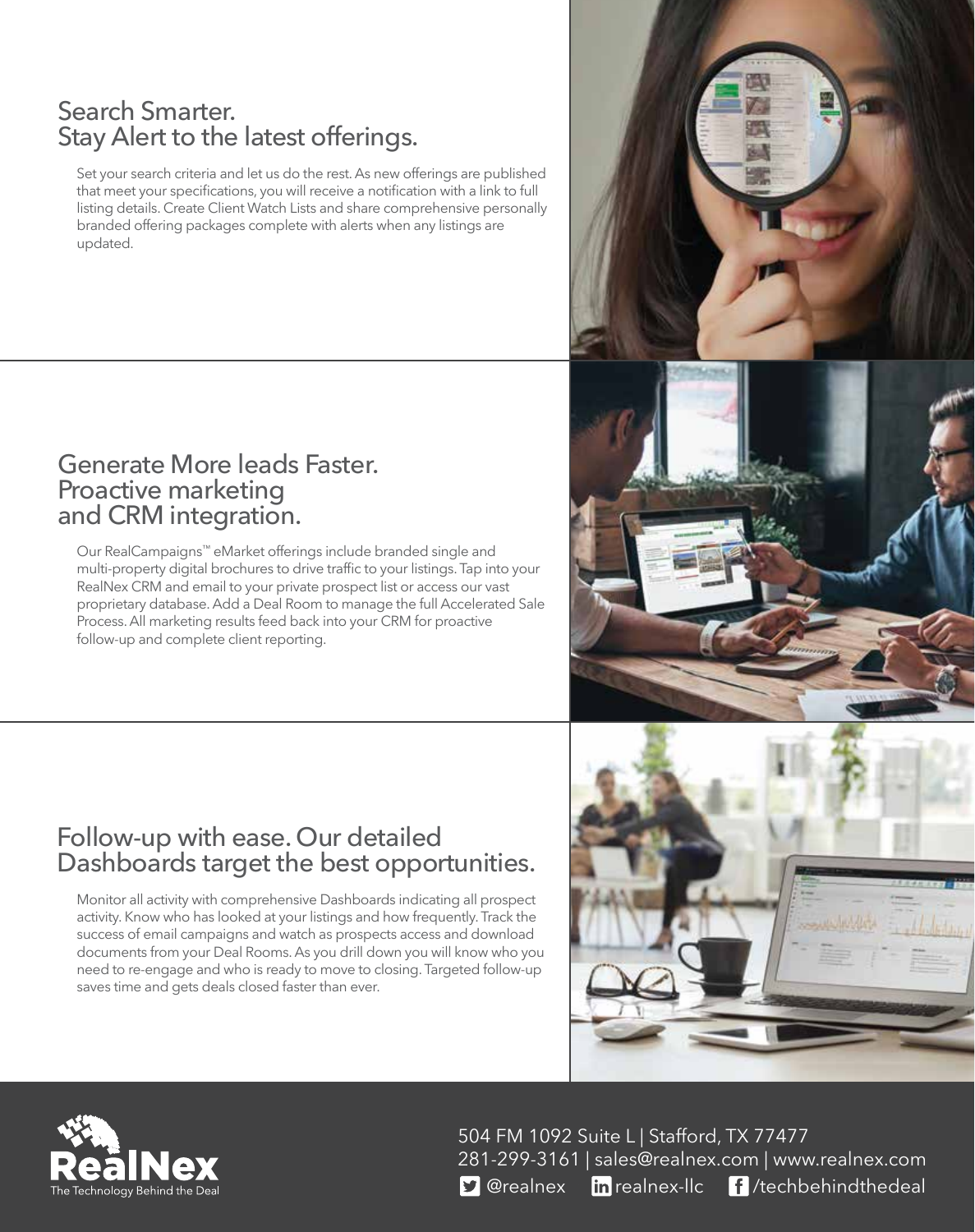## Search Smarter.
## Stay Alert to the latest offerings.

Set your search criteria and let us do the rest. As new offerings are published that meet your specifications, you will receive a notification with a link to full listing details. Create Client Watch Lists and share comprehensive personally branded offering packages complete with alerts when any listings are updated.

## Generate More leads Faster.
## Proactive marketing and CRM integration.

Our RealCampaigns™ eMarket offerings include branded single and multi-property digital brochures to drive traffic to your listings. Tap into your RealNex CRM and email to your private prospect list or access our vast proprietary database. Add a Deal Room to manage the full Accelerated Sale Process. All marketing results feed back into your CRM for proactive follow-up and complete client reporting.

## Follow-up with ease. Our detailed Dashboards target the best opportunities.

Monitor all activity with comprehensive Dashboards indicating all prospect activity. Know who has looked at your listings and how frequently. Track the success of email campaigns and watch as prospects access and download documents from your Deal Rooms. As you drill down you will know who you need to re-engage and who is ready to move to closing. Targeted follow-up saves time and gets deals closed faster than ever.

**RealNex**
The Technology Behind the Deal

504 FM 1092 Suite L | Stafford, TX 77477
281-299-3161 | sales@realnex.com | www.realnex.com
@realnex realnex-llc /techbehindthedeal